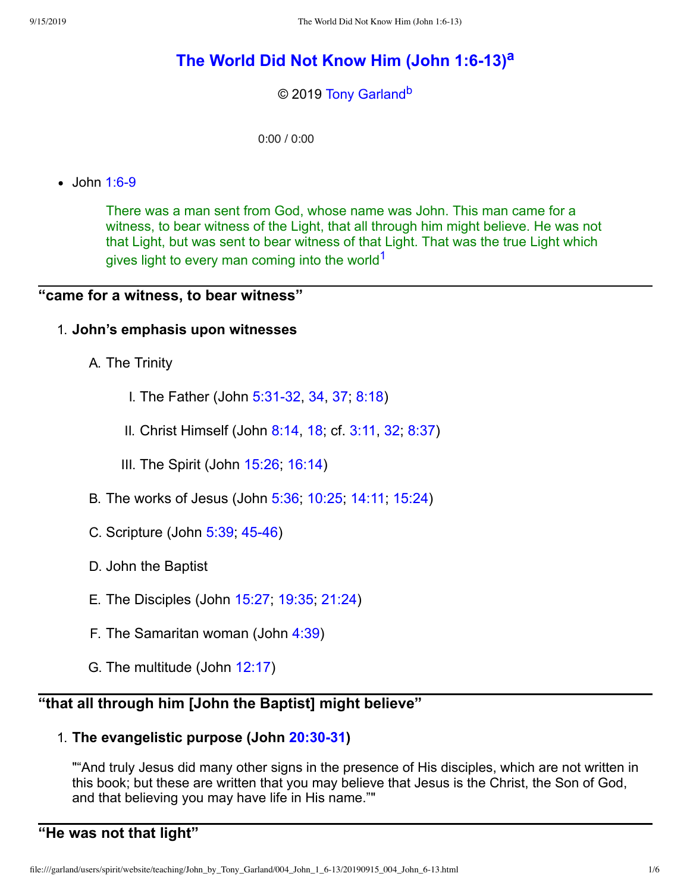# The World Did Not Know Him (John 1:6-13)[a]

© 2019 Tony Garland[b]

0:00 / 0:00

- John 1:6-9

  > There was a man sent from God, whose name was John. This man came for a witness, to bear witness of the Light, that all through him might believe. He was not that Light, but was sent to bear witness of that Light. That was the true Light which gives light to every man coming into the world[1]

---

## “came for a witness, to bear witness”

1. **John’s emphasis upon witnesses**

   A. The Trinity

      I. The Father (John 5:31-32, 34, 37; 8:18)

      II. Christ Himself (John 8:14, 18; cf. 3:11, 32; 8:37)

      III. The Spirit (John 15:26; 16:14)

   B. The works of Jesus (John 5:36; 10:25; 14:11; 15:24)

   C. Scripture (John 5:39; 45-46)

   D. John the Baptist

   E. The Disciples (John 15:27; 19:35; 21:24)

   F. The Samaritan woman (John 4:39)

   G. The multitude (John 12:17)

---

## “that all through him [John the Baptist] might believe”

1. **The evangelistic purpose (John 20:30-31)**

   "“And truly Jesus did many other signs in the presence of His disciples, which are not written in this book; but these are written that you may believe that Jesus is the Christ, the Son of God, and that believing you may have life in His name.”"

---

## “He was not that light”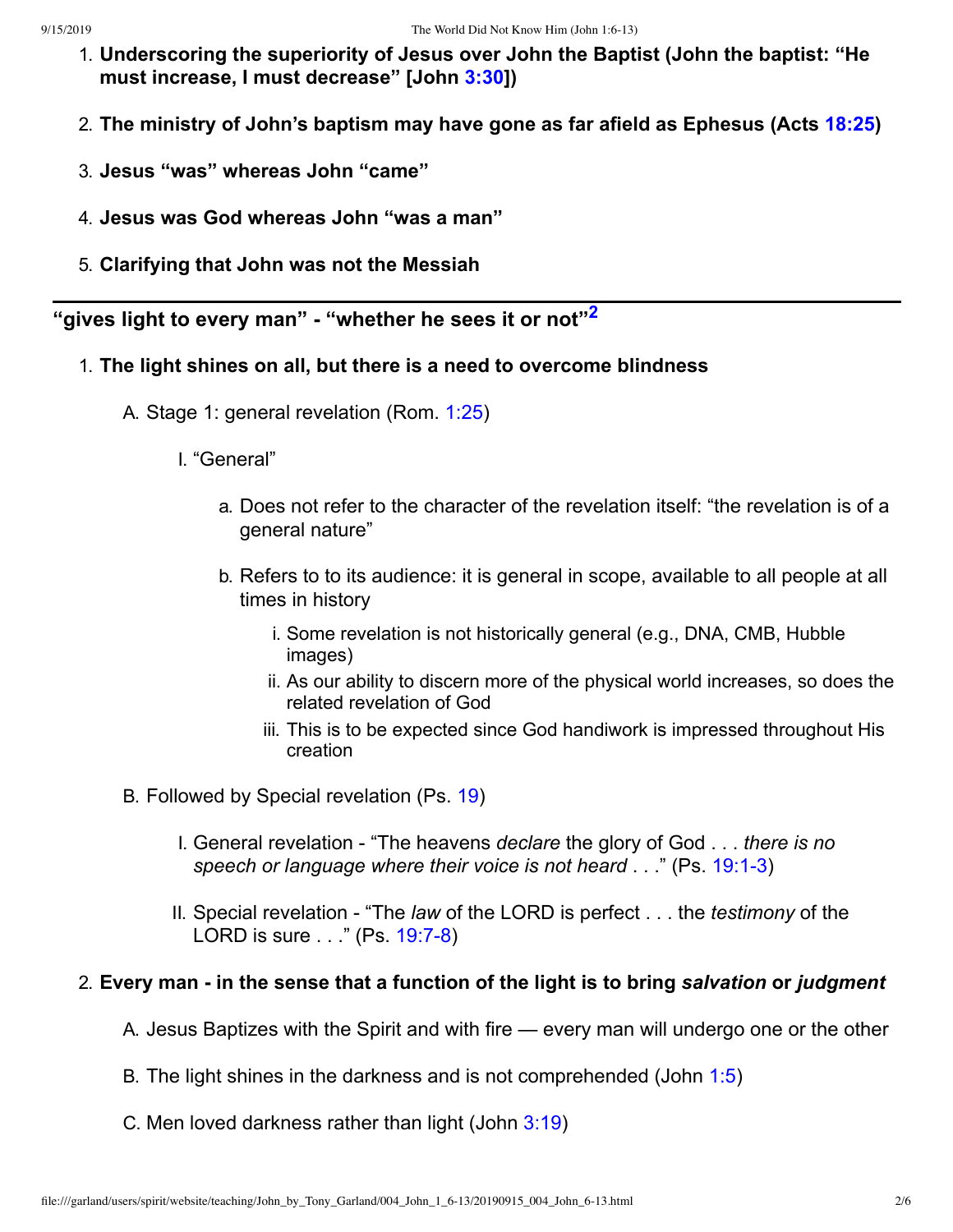1. **Underscoring the superiority of Jesus over John the Baptist (John the baptist: "He must increase, I must decrease" [John 3:30])**

2. **The ministry of John's baptism may have gone as far afield as Ephesus (Acts 18:25)**

3. **Jesus "was" whereas John "came"**

4. **Jesus was God whereas John "was a man"**

5. **Clarifying that John was not the Messiah**

---

## "gives light to every man" - "whether he sees it or not"[2]

1. **The light shines on all, but there is a need to overcome blindness**

   A. Stage 1: general revelation (Rom. 1:25)

      I. "General"

         a. Does not refer to the character of the revelation itself: "the revelation is of a general nature"

         b. Refers to to its audience: it is general in scope, available to all people at all times in history

            i. Some revelation is not historically general (e.g., DNA, CMB, Hubble images)
            ii. As our ability to discern more of the physical world increases, so does the related revelation of God
            iii. This is to be expected since God handiwork is impressed throughout His creation

   B. Followed by Special revelation (Ps. 19)

      I. General revelation - "The heavens *declare* the glory of God . . . *there is no speech or language where their voice is not heard* . . ." (Ps. 19:1-3)

      II. Special revelation - "The *law* of the LORD is perfect . . . the *testimony* of the LORD is sure . . ." (Ps. 19:7-8)

2. **Every man - in the sense that a function of the light is to bring *salvation* or *judgment***

   A. Jesus Baptizes with the Spirit and with fire — every man will undergo one or the other

   B. The light shines in the darkness and is not comprehended (John 1:5)

   C. Men loved darkness rather than light (John 3:19)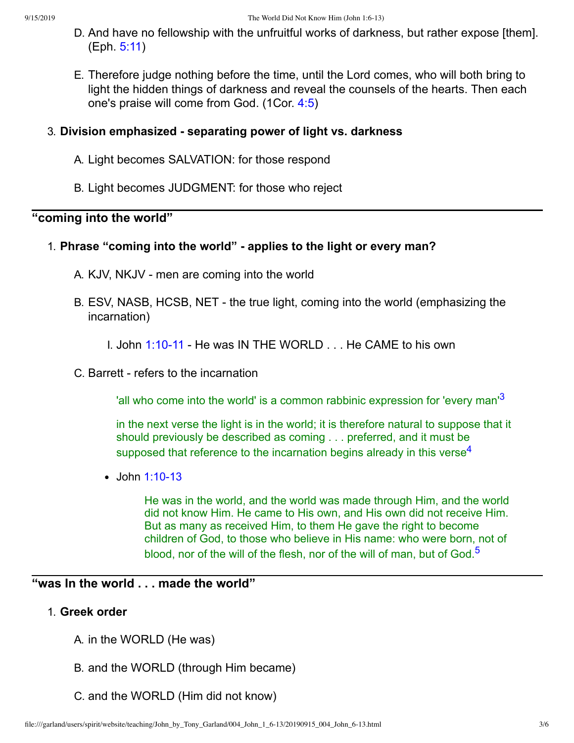D. And have no fellowship with the unfruitful works of darkness, but rather expose [them]. (Eph. 5:11)

E. Therefore judge nothing before the time, until the Lord comes, who will both bring to light the hidden things of darkness and reveal the counsels of the hearts. Then each one's praise will come from God. (1Cor. 4:5)

3. **Division emphasized - separating power of light vs. darkness**

   A. Light becomes SALVATION: for those respond

   B. Light becomes JUDGMENT: for those who reject

---

## "coming into the world"

1. **Phrase "coming into the world" - applies to the light or every man?**

   A. KJV, NKJV - men are coming into the world

   B. ESV, NASB, HCSB, NET - the true light, coming into the world (emphasizing the incarnation)

      I. John 1:10-11 - He was IN THE WORLD . . . He CAME to his own

   C. Barrett - refers to the incarnation

      > 'all who come into the world' is a common rabbinic expression for 'every man'[3]
      >
      > in the next verse the light is in the world; it is therefore natural to suppose that it should previously be described as coming . . . preferred, and it must be supposed that reference to the incarnation begins already in this verse[4]

   - John 1:10-13

     > He was in the world, and the world was made through Him, and the world did not know Him. He came to His own, and His own did not receive Him. But as many as received Him, to them He gave the right to become children of God, to those who believe in His name: who were born, not of blood, nor of the will of the flesh, nor of the will of man, but of God.[5]

---

## "was In the world . . . made the world"

1. **Greek order**

   A. in the WORLD (He was)

   B. and the WORLD (through Him became)

   C. and the WORLD (Him did not know)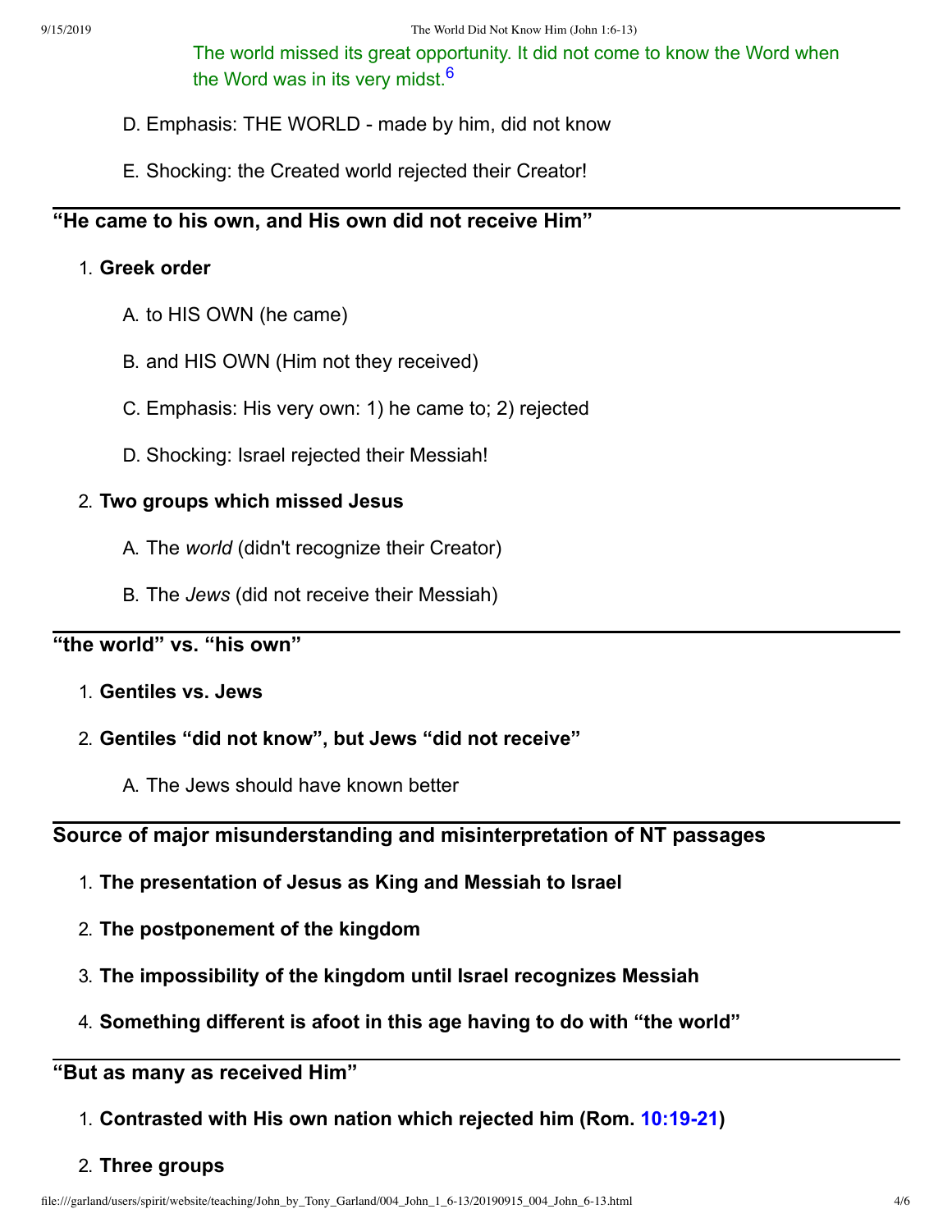The world missed its great opportunity. It did not come to know the Word when the Word was in its very midst.[6]

D. Emphasis: THE WORLD - made by him, did not know

E. Shocking: the Created world rejected their Creator!

---

### “He came to his own, and His own did not receive Him”

1. **Greek order**

    A. to HIS OWN (he came)

    B. and HIS OWN (Him not they received)

    C. Emphasis: His very own: 1) he came to; 2) rejected

    D. Shocking: Israel rejected their Messiah!

2. **Two groups which missed Jesus**

    A. The *world* (didn't recognize their Creator)

    B. The *Jews* (did not receive their Messiah)

---

### “the world” vs. “his own”

1. **Gentiles vs. Jews**

2. **Gentiles “did not know”, but Jews “did not receive”**

    A. The Jews should have known better

---

### Source of major misunderstanding and misinterpretation of NT passages

1. **The presentation of Jesus as King and Messiah to Israel**

2. **The postponement of the kingdom**

3. **The impossibility of the kingdom until Israel recognizes Messiah**

4. **Something different is afoot in this age having to do with “the world”**

---

### “But as many as received Him”

1. **Contrasted with His own nation which rejected him (Rom. 10:19-21)**

2. **Three groups**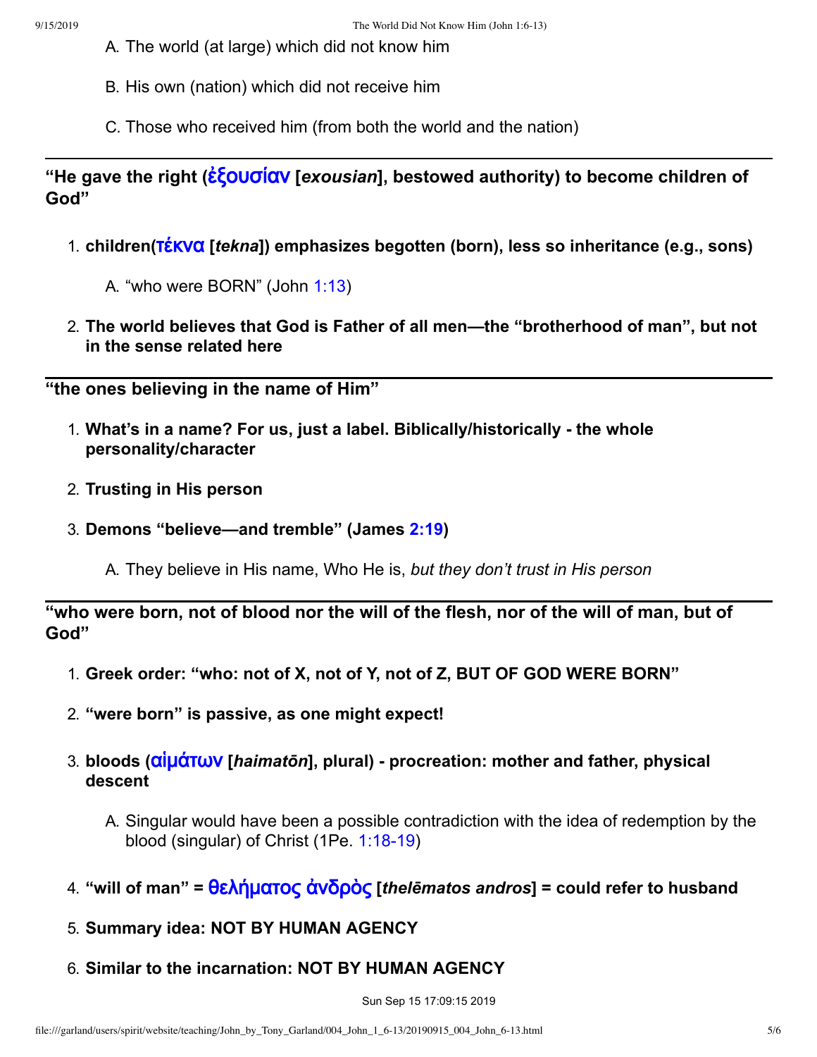A. The world (at large) which did not know him

B. His own (nation) which did not receive him

C. Those who received him (from both the world and the nation)

---

**"He gave the right (ἐξουσίαν [*exousian*], bestowed authority) to become children of God"**

1. **children(τέκνα [*tekna*]) emphasizes begotten (born), less so inheritance (e.g., sons)**

    A. "who were BORN" (John 1:13)

2. **The world believes that God is Father of all men—the "brotherhood of man", but not in the sense related here**

---

**"the ones believing in the name of Him"**

1. **What's in a name? For us, just a label. Biblically/historically - the whole personality/character**

2. **Trusting in His person**

3. **Demons "believe—and tremble" (James 2:19)**

    A. They believe in His name, Who He is, *but they don't trust in His person*

---

**"who were born, not of blood nor the will of the flesh, nor of the will of man, but of God"**

1. **Greek order: "who: not of X, not of Y, not of Z, BUT OF GOD WERE BORN"**

2. **"were born" is passive, as one might expect!**

3. **bloods (αἱμάτων [*haimatōn*], plural) - procreation: mother and father, physical descent**

    A. Singular would have been a possible contradiction with the idea of redemption by the blood (singular) of Christ (1Pe. 1:18-19)

4. **"will of man" = θελήματος ἀνδρὸς [*thelēmatos andros*] = could refer to husband**

5. **Summary idea: NOT BY HUMAN AGENCY**

6. **Similar to the incarnation: NOT BY HUMAN AGENCY**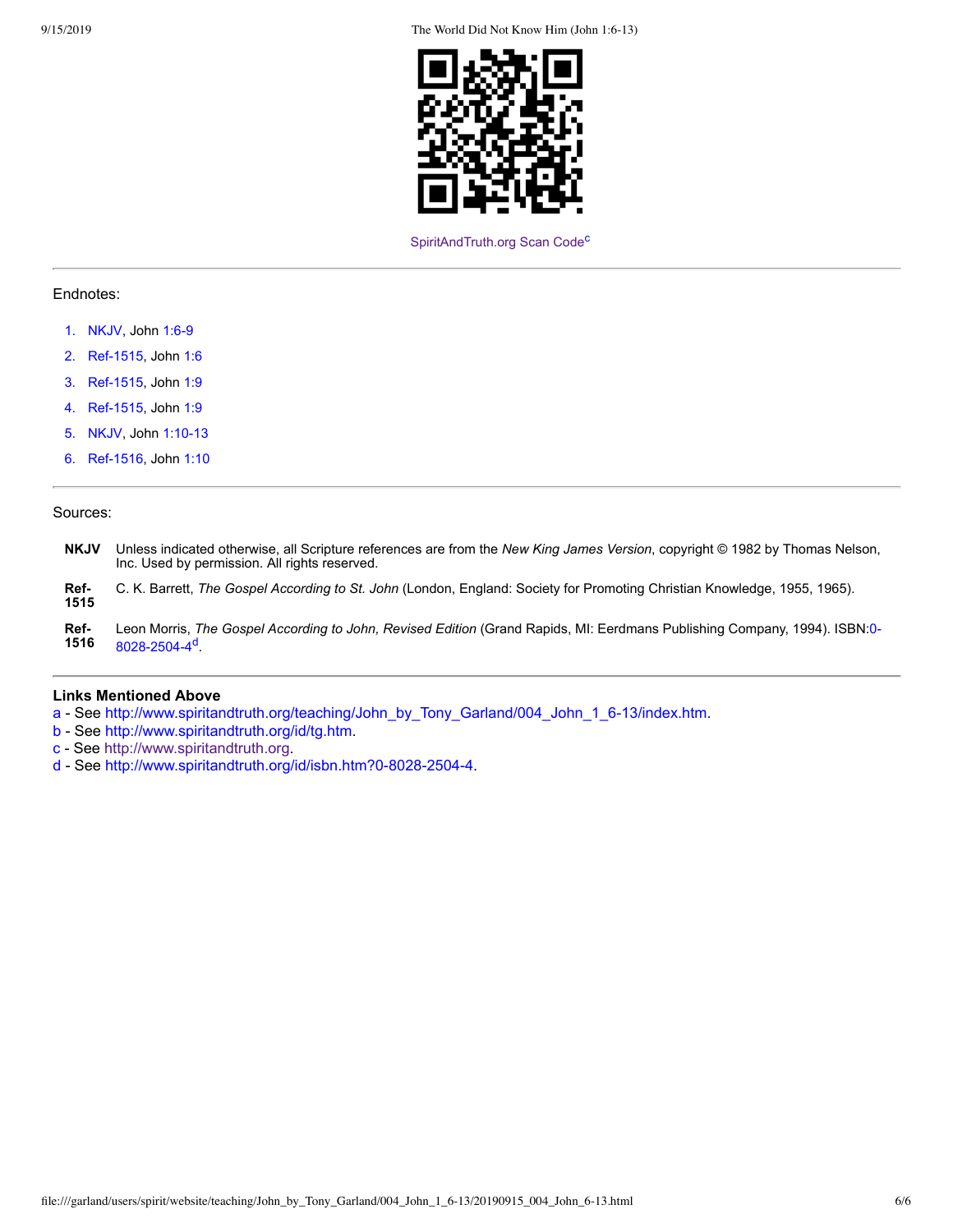SpiritAndTruth.org Scan Code[c]

---

Endnotes:

1. NKJV, John 1:6-9
2. Ref-1515, John 1:6
3. Ref-1515, John 1:9
4. Ref-1515, John 1:9
5. NKJV, John 1:10-13
6. Ref-1516, John 1:10

---

Sources:

**NKJV** Unless indicated otherwise, all Scripture references are from the *New King James Version*, copyright © 1982 by Thomas Nelson, Inc. Used by permission. All rights reserved.

**Ref-1515** C. K. Barrett, *The Gospel According to St. John* (London, England: Society for Promoting Christian Knowledge, 1955, 1965).

**Ref-1516** Leon Morris, *The Gospel According to John, Revised Edition* (Grand Rapids, MI: Eerdmans Publishing Company, 1994). ISBN:0-8028-2504-4[d].

---

**Links Mentioned Above**

a - See http://www.spiritandtruth.org/teaching/John_by_Tony_Garland/004_John_1_6-13/index.htm.
b - See http://www.spiritandtruth.org/id/tg.htm.
c - See http://www.spiritandtruth.org.
d - See http://www.spiritandtruth.org/id/isbn.htm?0-8028-2504-4.